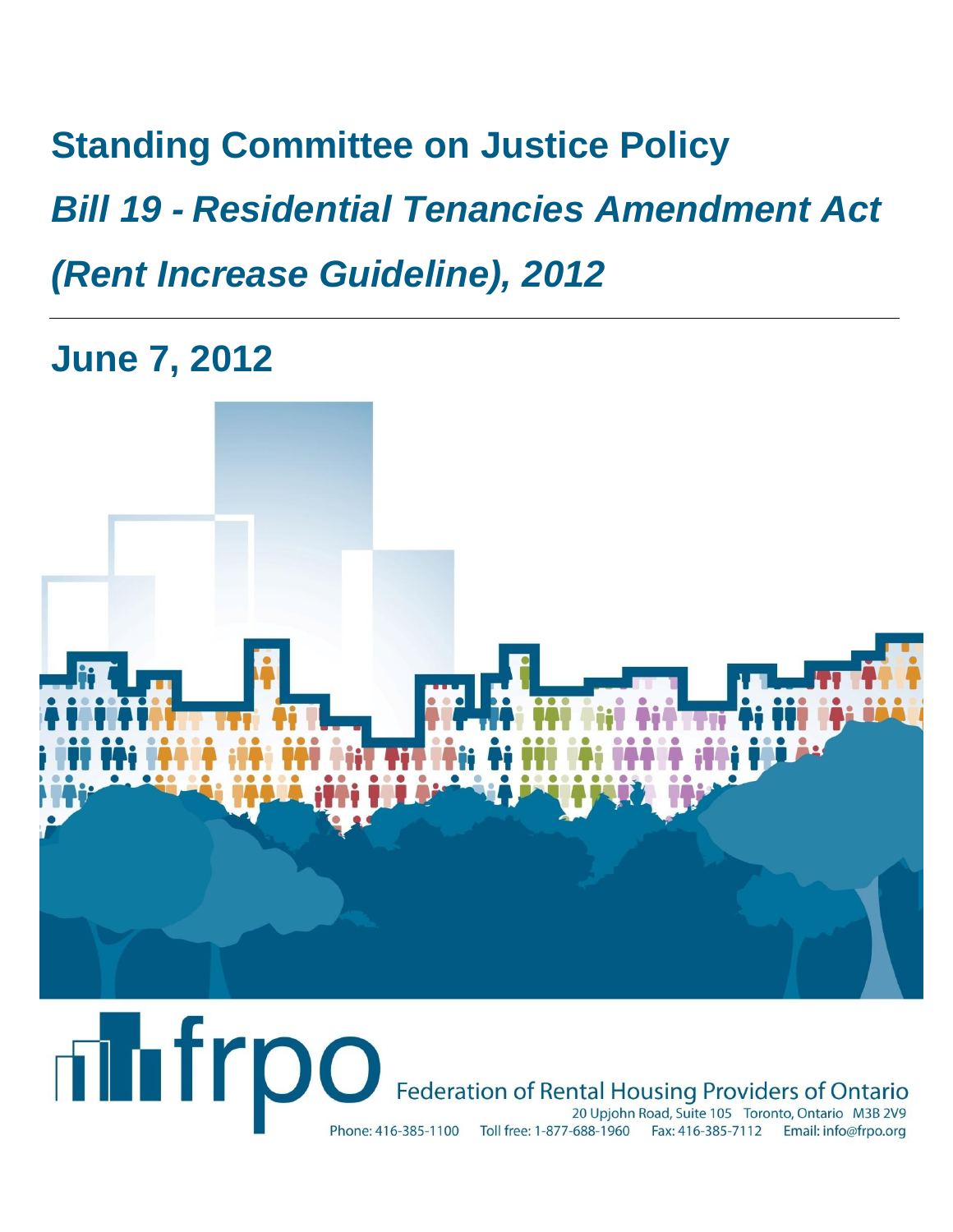# Standing Committee on Justice Policy

## *Bill 19 - Residential Tenancies Amendment Act (Rent Increase Guideline), 2012*

---

## June 7, 2012

frpo Federation of Rental Housing Providers of Ontario

20 Upjohn Road, Suite 105 Toronto, Ontario M3B 2V9

Phone: 416-385-1100 Toll free: 1-877-688-1960 Fax: 416-385-7112 Email: info@frpo.org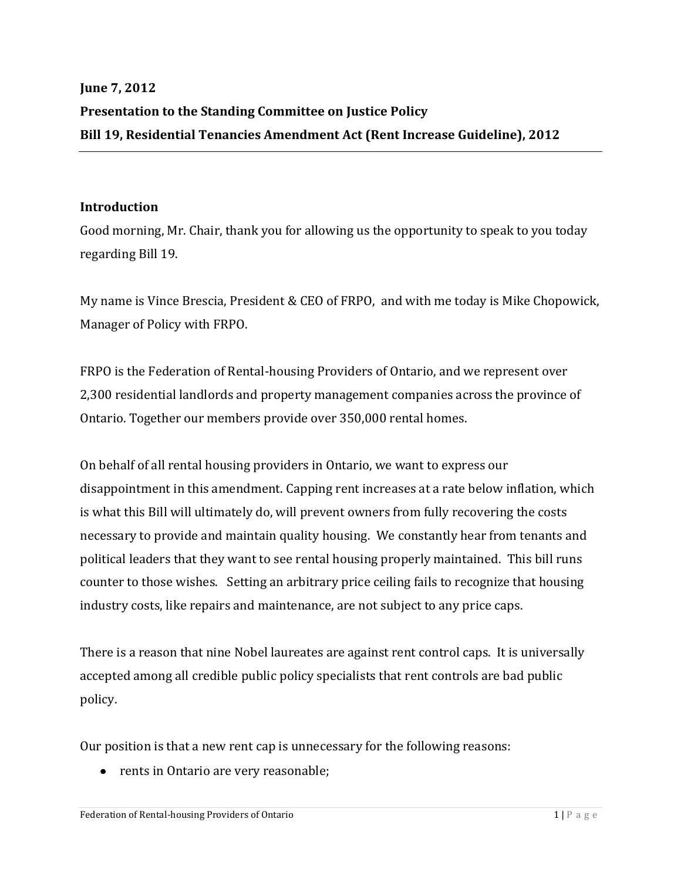**June 7, 2012**

**Presentation to the Standing Committee on Justice Policy**

**Bill 19, Residential Tenancies Amendment Act (Rent Increase Guideline), 2012**

---

**Introduction**

Good morning, Mr. Chair, thank you for allowing us the opportunity to speak to you today regarding Bill 19.

My name is Vince Brescia, President & CEO of FRPO, and with me today is Mike Chopowick, Manager of Policy with FRPO.

FRPO is the Federation of Rental-housing Providers of Ontario, and we represent over 2,300 residential landlords and property management companies across the province of Ontario. Together our members provide over 350,000 rental homes.

On behalf of all rental housing providers in Ontario, we want to express our disappointment in this amendment. Capping rent increases at a rate below inflation, which is what this Bill will ultimately do, will prevent owners from fully recovering the costs necessary to provide and maintain quality housing. We constantly hear from tenants and political leaders that they want to see rental housing properly maintained. This bill runs counter to those wishes. Setting an arbitrary price ceiling fails to recognize that housing industry costs, like repairs and maintenance, are not subject to any price caps.

There is a reason that nine Nobel laureates are against rent control caps. It is universally accepted among all credible public policy specialists that rent controls are bad public policy.

Our position is that a new rent cap is unnecessary for the following reasons:

- rents in Ontario are very reasonable;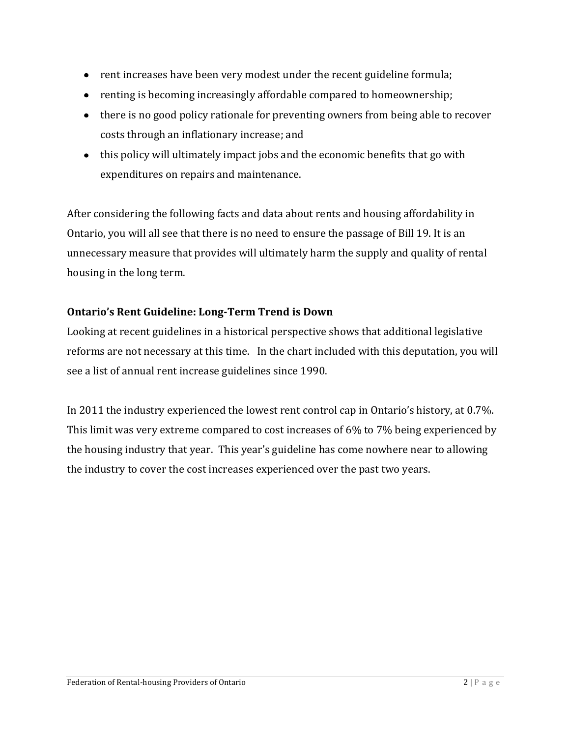- rent increases have been very modest under the recent guideline formula;
- renting is becoming increasingly affordable compared to homeownership;
- there is no good policy rationale for preventing owners from being able to recover costs through an inflationary increase; and
- this policy will ultimately impact jobs and the economic benefits that go with expenditures on repairs and maintenance.

After considering the following facts and data about rents and housing affordability in Ontario, you will all see that there is no need to ensure the passage of Bill 19. It is an unnecessary measure that provides will ultimately harm the supply and quality of rental housing in the long term.

**Ontario's Rent Guideline: Long-Term Trend is Down**

Looking at recent guidelines in a historical perspective shows that additional legislative reforms are not necessary at this time. In the chart included with this deputation, you will see a list of annual rent increase guidelines since 1990.

In 2011 the industry experienced the lowest rent control cap in Ontario's history, at 0.7%. This limit was very extreme compared to cost increases of 6% to 7% being experienced by the housing industry that year. This year's guideline has come nowhere near to allowing the industry to cover the cost increases experienced over the past two years.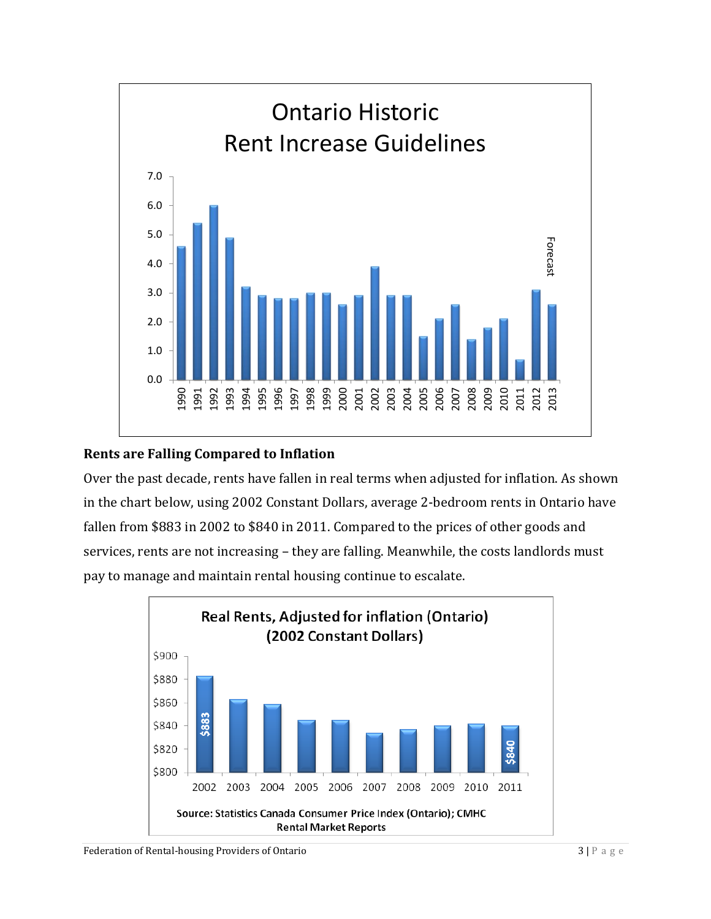## Ontario Historic Rent Increase Guidelines

| Year | Guideline (%) |
|---|---|
| 1990 | 4.6 |
| 1991 | 5.4 |
| 1992 | 6.0 |
| 1993 | 4.9 |
| 1994 | 3.2 |
| 1995 | 2.9 |
| 1996 | 2.8 |
| 1997 | 2.8 |
| 1998 | 3.0 |
| 1999 | 3.0 |
| 2000 | 2.6 |
| 2001 | 2.9 |
| 2002 | 3.9 |
| 2003 | 2.9 |
| 2004 | 2.9 |
| 2005 | 1.5 |
| 2006 | 2.1 |
| 2007 | 2.6 |
| 2008 | 1.4 |
| 2009 | 1.8 |
| 2010 | 2.1 |
| 2011 | 0.7 |
| 2012 | 3.1 |
| 2013 (Forecast) | 2.6 |

**Rents are Falling Compared to Inflation**

Over the past decade, rents have fallen in real terms when adjusted for inflation. As shown in the chart below, using 2002 Constant Dollars, average 2-bedroom rents in Ontario have fallen from $883 in 2002 to $840 in 2011. Compared to the prices of other goods and services, rents are not increasing – they are falling. Meanwhile, the costs landlords must pay to manage and maintain rental housing continue to escalate.

**Real Rents, Adjusted for inflation (Ontario) (2002 Constant Dollars)**

| Year | Real Rent |
|---|---|
| 2002 | $883 |
| 2003 | ~$863 |
| 2004 | ~$859 |
| 2005 | ~$845 |
| 2006 | ~$845 |
| 2007 | ~$834 |
| 2008 | ~$837 |
| 2009 | ~$840 |
| 2010 | ~$842 |
| 2011 | $840 |

Source: Statistics Canada Consumer Price Index (Ontario); CMHC Rental Market Reports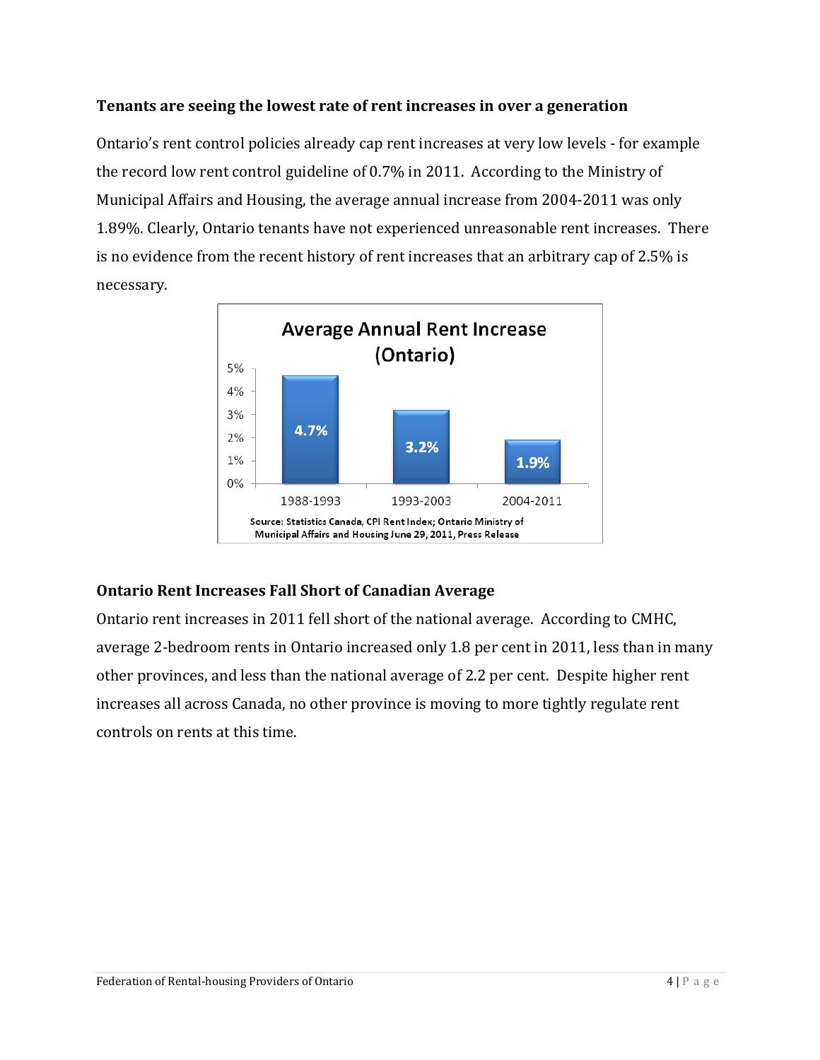### Tenants are seeing the lowest rate of rent increases in over a generation

Ontario's rent control policies already cap rent increases at very low levels - for example the record low rent control guideline of 0.7% in 2011. According to the Ministry of Municipal Affairs and Housing, the average annual increase from 2004-2011 was only 1.89%. Clearly, Ontario tenants have not experienced unreasonable rent increases. There is no evidence from the recent history of rent increases that an arbitrary cap of 2.5% is necessary.

**Average Annual Rent Increase (Ontario)**

| Period | Average Annual Rent Increase |
| --- | --- |
| 1988-1993 | 4.7% |
| 1993-2003 | 3.2% |
| 2004-2011 | 1.9% |

Source: Statistics Canada, CPI Rent Index; Ontario Ministry of Municipal Affairs and Housing June 29, 2011, Press Release

### Ontario Rent Increases Fall Short of Canadian Average

Ontario rent increases in 2011 fell short of the national average. According to CMHC, average 2-bedroom rents in Ontario increased only 1.8 per cent in 2011, less than in many other provinces, and less than the national average of 2.2 per cent. Despite higher rent increases all across Canada, no other province is moving to more tightly regulate rent controls on rents at this time.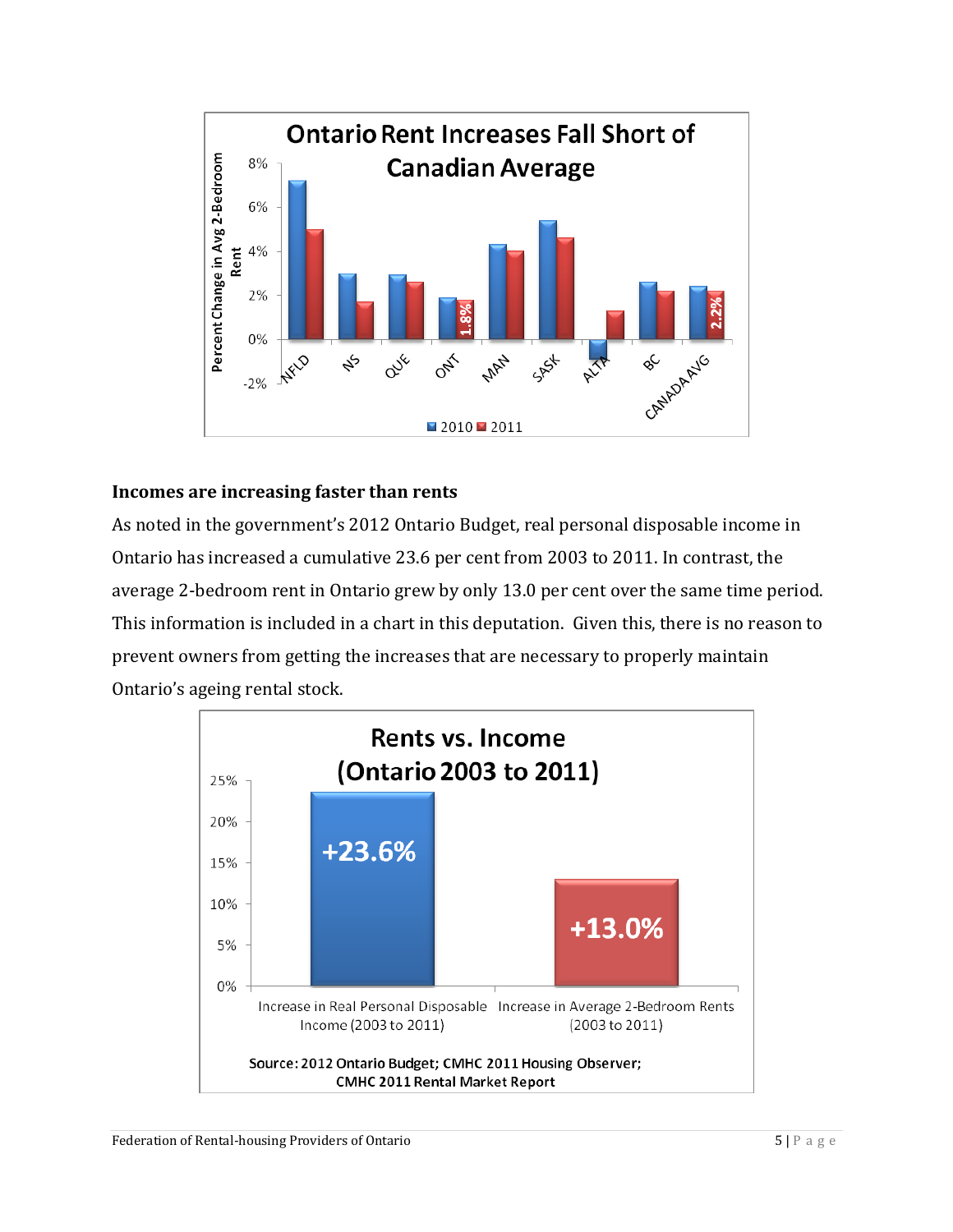**Ontario Rent Increases Fall Short of Canadian Average**

| | 2010 | 2011 |
|---|---|---|
| NFLD | | |
| NS | | |
| QUE | | |
| ONT | | 1.8% |
| MAN | | |
| SASK | | |
| ALTA | | |
| BC | | |
| CANADA AVG | | 2.2% |

Percent Change in Avg 2-Bedroom Rent

## Incomes are increasing faster than rents

As noted in the government's 2012 Ontario Budget, real personal disposable income in Ontario has increased a cumulative 23.6 per cent from 2003 to 2011. In contrast, the average 2-bedroom rent in Ontario grew by only 13.0 per cent over the same time period. This information is included in a chart in this deputation. Given this, there is no reason to prevent owners from getting the increases that are necessary to properly maintain Ontario's ageing rental stock.

**Rents vs. Income (Ontario 2003 to 2011)**

| Increase in Real Personal Disposable Income (2003 to 2011) | Increase in Average 2-Bedroom Rents (2003 to 2011) |
|---|---|
| +23.6% | +13.0% |

Source: 2012 Ontario Budget; CMHC 2011 Housing Observer; CMHC 2011 Rental Market Report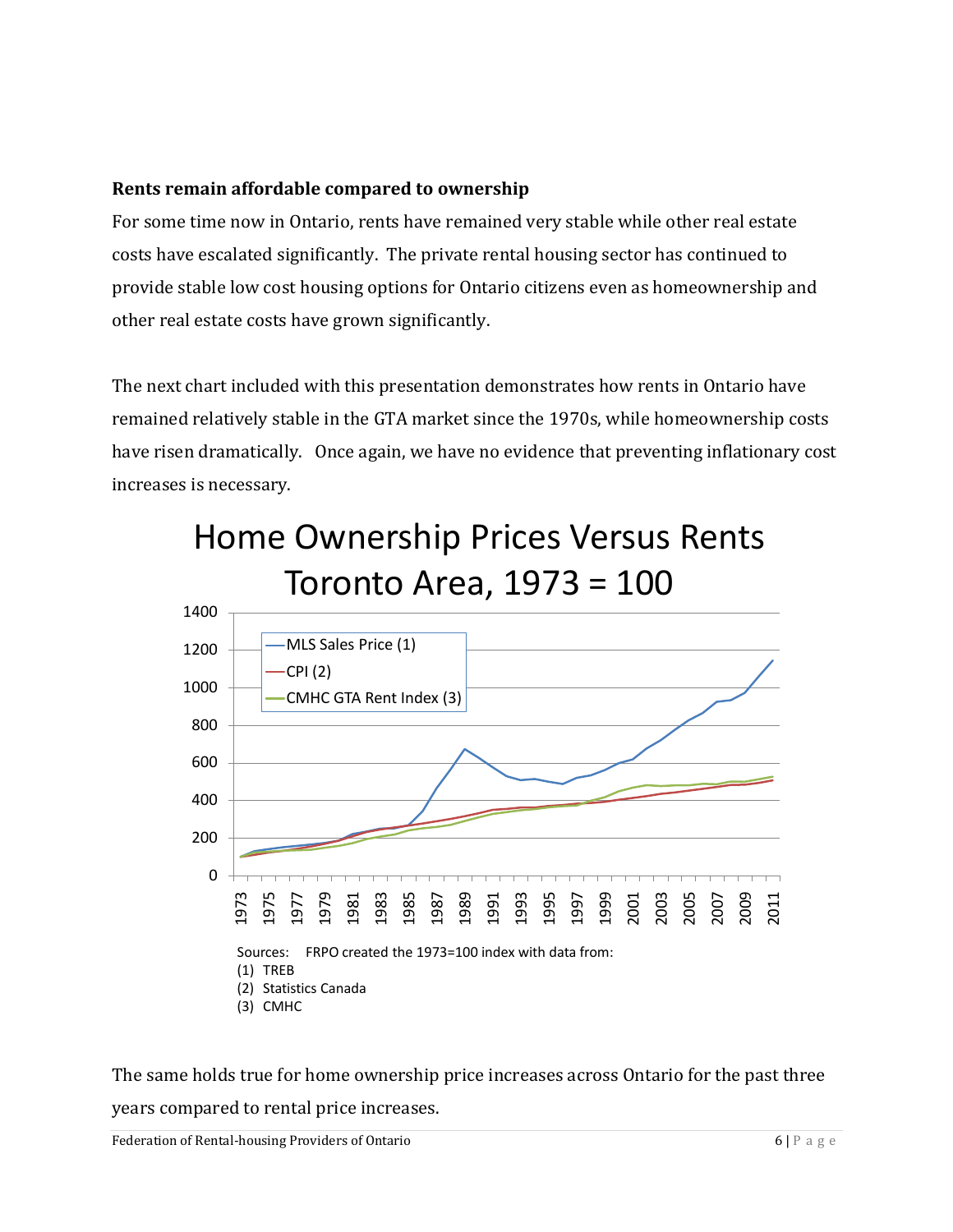**Rents remain affordable compared to ownership**

For some time now in Ontario, rents have remained very stable while other real estate costs have escalated significantly. The private rental housing sector has continued to provide stable low cost housing options for Ontario citizens even as homeownership and other real estate costs have grown significantly.

The next chart included with this presentation demonstrates how rents in Ontario have remained relatively stable in the GTA market since the 1970s, while homeownership costs have risen dramatically. Once again, we have no evidence that preventing inflationary cost increases is necessary.

Home Ownership Prices Versus Rents Toronto Area, 1973 = 100

Sources: FRPO created the 1973=100 index with data from:
(1) TREB
(2) Statistics Canada
(3) CMHC

The same holds true for home ownership price increases across Ontario for the past three years compared to rental price increases.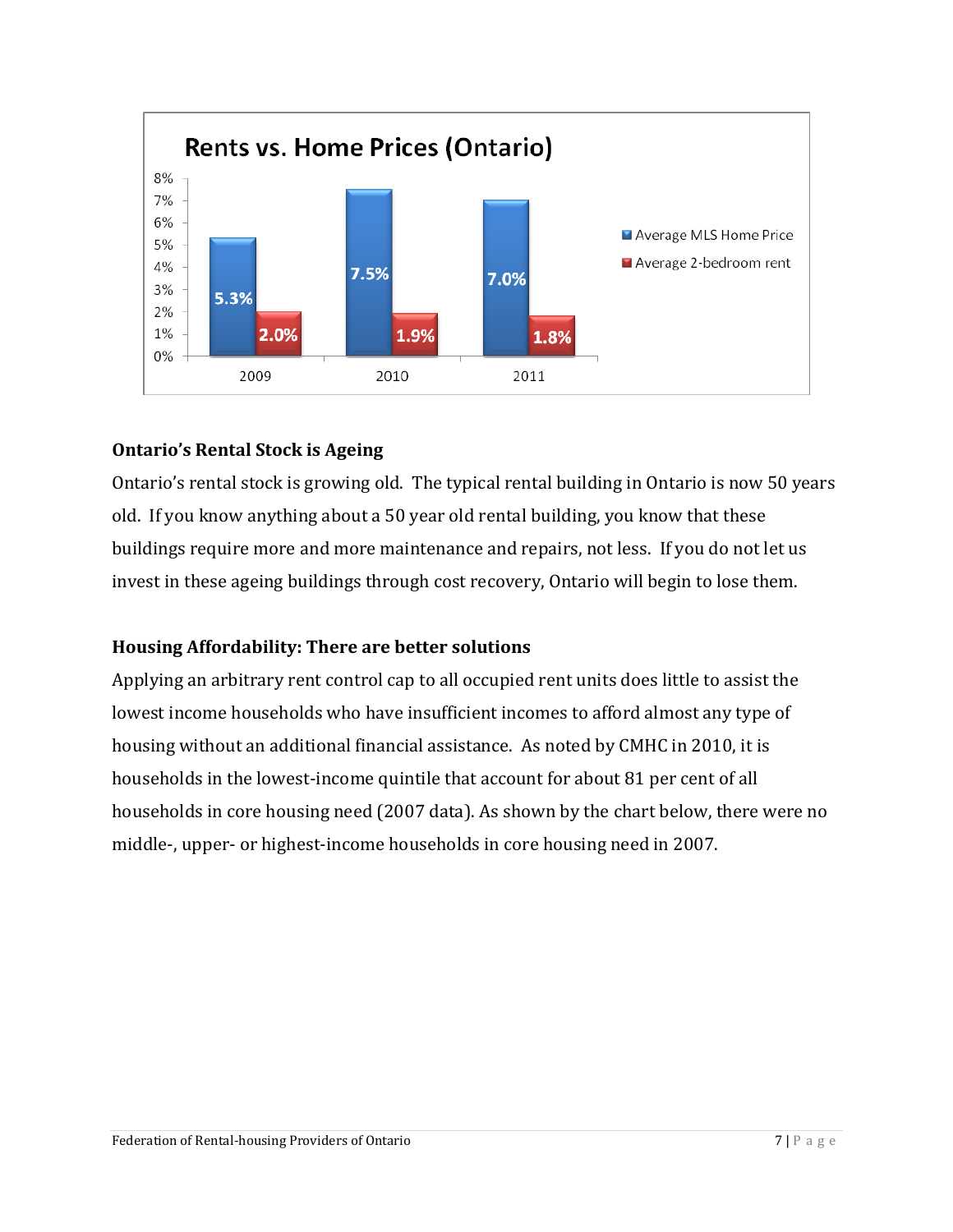## Rents vs. Home Prices (Ontario)

| Year | Average MLS Home Price | Average 2-bedroom rent |
|---|---|---|
| 2009 | 5.3% | 2.0% |
| 2010 | 7.5% | 1.9% |
| 2011 | 7.0% | 1.8% |

**Ontario's Rental Stock is Ageing**

Ontario's rental stock is growing old. The typical rental building in Ontario is now 50 years old. If you know anything about a 50 year old rental building, you know that these buildings require more and more maintenance and repairs, not less. If you do not let us invest in these ageing buildings through cost recovery, Ontario will begin to lose them.

**Housing Affordability: There are better solutions**

Applying an arbitrary rent control cap to all occupied rent units does little to assist the lowest income households who have insufficient incomes to afford almost any type of housing without an additional financial assistance. As noted by CMHC in 2010, it is households in the lowest-income quintile that account for about 81 per cent of all households in core housing need (2007 data). As shown by the chart below, there were no middle-, upper- or highest-income households in core housing need in 2007.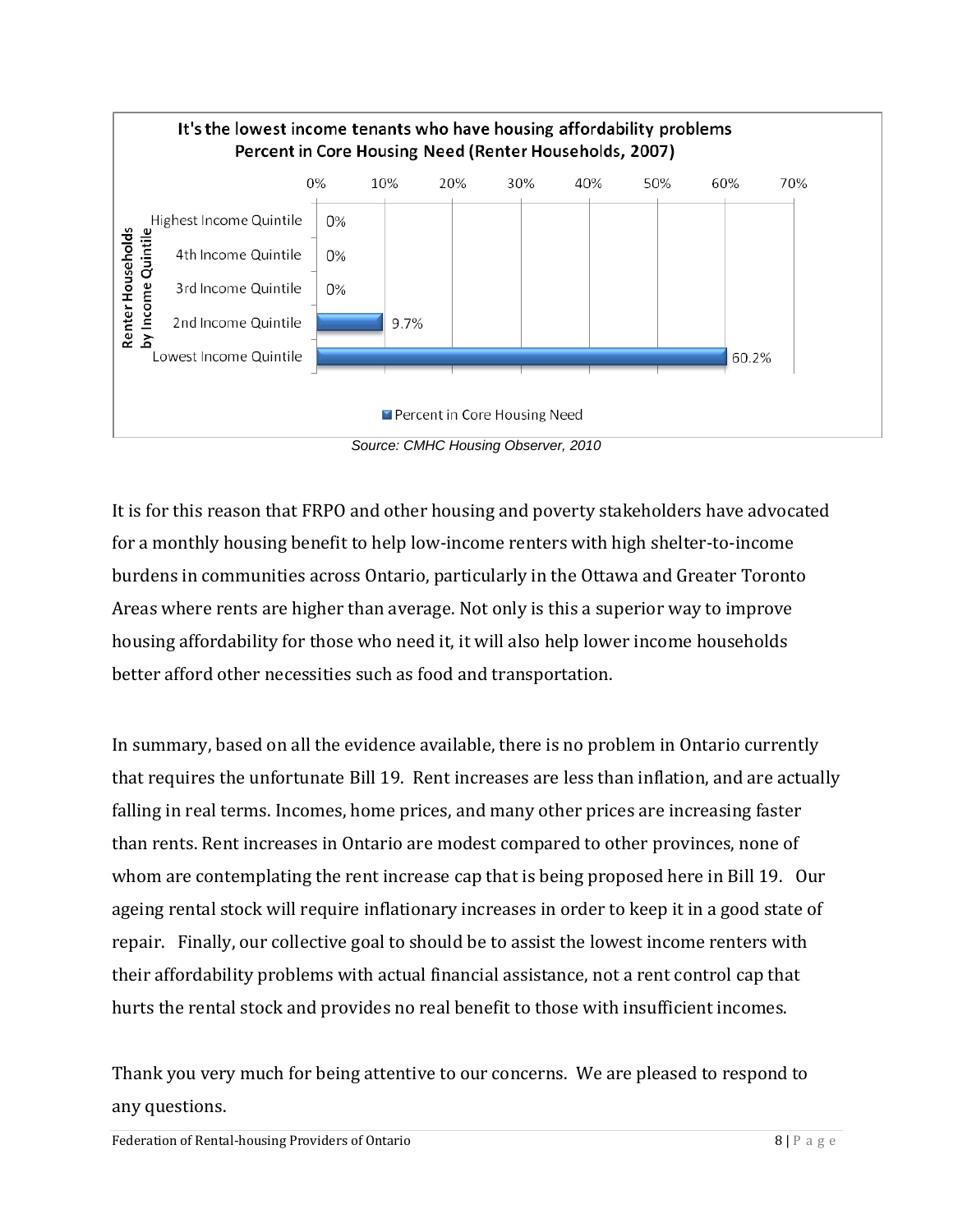It's the lowest income tenants who have housing affordability problems
Percent in Core Housing Need (Renter Households, 2007)

0%
10%
20%
30%
40%
50%
60%
70%

Renter Households by Income Quintile

Highest Income Quintile 0%
4th Income Quintile 0%
3rd Income Quintile 0%
2nd Income Quintile 9.7%
Lowest Income Quintile 60.2%

Percent in Core Housing Need

*Source: CMHC Housing Observer, 2010*

It is for this reason that FRPO and other housing and poverty stakeholders have advocated for a monthly housing benefit to help low-income renters with high shelter-to-income burdens in communities across Ontario, particularly in the Ottawa and Greater Toronto Areas where rents are higher than average. Not only is this a superior way to improve housing affordability for those who need it, it will also help lower income households better afford other necessities such as food and transportation.

In summary, based on all the evidence available, there is no problem in Ontario currently that requires the unfortunate Bill 19. Rent increases are less than inflation, and are actually falling in real terms. Incomes, home prices, and many other prices are increasing faster than rents. Rent increases in Ontario are modest compared to other provinces, none of whom are contemplating the rent increase cap that is being proposed here in Bill 19. Our ageing rental stock will require inflationary increases in order to keep it in a good state of repair. Finally, our collective goal to should be to assist the lowest income renters with their affordability problems with actual financial assistance, not a rent control cap that hurts the rental stock and provides no real benefit to those with insufficient incomes.

Thank you very much for being attentive to our concerns. We are pleased to respond to any questions.